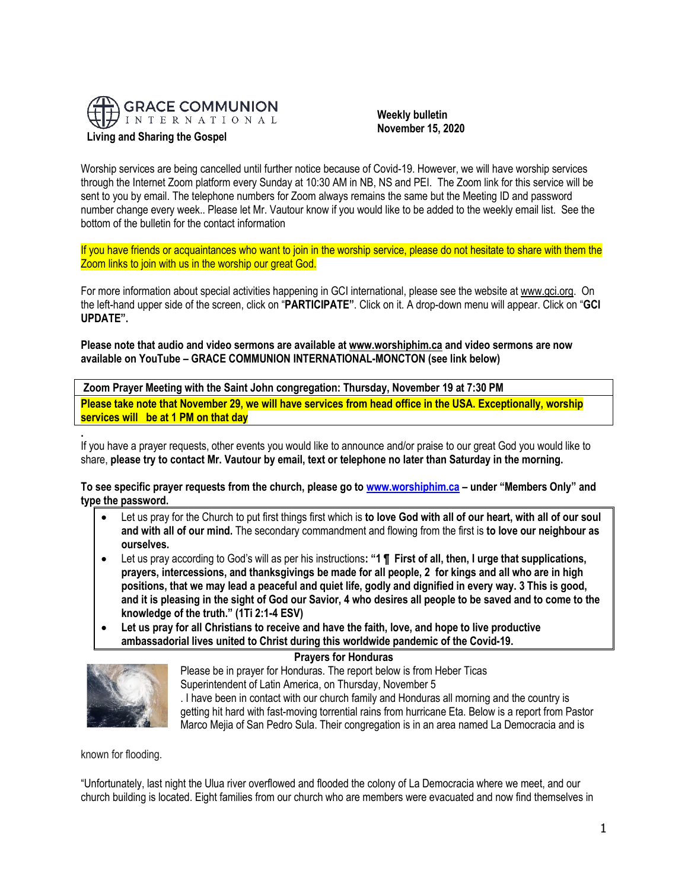**GRACE COMMUNION INTERNATIONAL**

**Living and Sharing the Gospel**

**Weekly bulletin**
**November 15, 2020**

Worship services are being cancelled until further notice because of Covid-19. However, we will have worship services through the Internet Zoom platform every Sunday at 10:30 AM in NB, NS and PEI. The Zoom link for this service will be sent to you by email. The telephone numbers for Zoom always remains the same but the Meeting ID and password number change every week.. Please let Mr. Vautour know if you would like to be added to the weekly email list. See the bottom of the bulletin for the contact information

If you have friends or acquaintances who want to join in the worship service, please do not hesitate to share with them the Zoom links to join with us in the worship our great God.

For more information about special activities happening in GCI international, please see the website at www.gci.org. On the left-hand upper side of the screen, click on "**PARTICIPATE"**. Click on it. A drop-down menu will appear. Click on "**GCI UPDATE".**

**Please note that audio and video sermons are available at www.worshiphim.ca and video sermons are now available on YouTube – GRACE COMMUNION INTERNATIONAL-MONCTON (see link below)**

| **Zoom Prayer Meeting with the Saint John congregation: Thursday, November 19 at 7:30 PM** |
|---|
| **Please take note that November 29, we will have services from head office in the USA. Exceptionally, worship services will be at 1 PM on that day** |

If you have a prayer requests, other events you would like to announce and/or praise to our great God you would like to share, **please try to contact Mr. Vautour by email, text or telephone no later than Saturday in the morning.**

**To see specific prayer requests from the church, please go to www.worshiphim.ca – under "Members Only" and type the password.**

- Let us pray for the Church to put first things first which is **to love God with all of our heart, with all of our soul and with all of our mind.** The secondary commandment and flowing from the first is **to love our neighbour as ourselves.**
- Let us pray according to God's will as per his instructions**: "1 ¶ First of all, then, I urge that supplications, prayers, intercessions, and thanksgivings be made for all people, 2 for kings and all who are in high positions, that we may lead a peaceful and quiet life, godly and dignified in every way. 3 This is good, and it is pleasing in the sight of God our Savior, 4 who desires all people to be saved and to come to the knowledge of the truth." (1Ti 2:1-4 ESV)**
- **Let us pray for all Christians to receive and have the faith, love, and hope to live productive ambassadorial lives united to Christ during this worldwide pandemic of the Covid-19.**

**Prayers for Honduras**

Please be in prayer for Honduras. The report below is from Heber Ticas
Superintendent of Latin America, on Thursday, November 5
. I have been in contact with our church family and Honduras all morning and the country is getting hit hard with fast-moving torrential rains from hurricane Eta. Below is a report from Pastor Marco Mejia of San Pedro Sula. Their congregation is in an area named La Democracia and is known for flooding.

"Unfortunately, last night the Ulua river overflowed and flooded the colony of La Democracia where we meet, and our church building is located. Eight families from our church who are members were evacuated and now find themselves in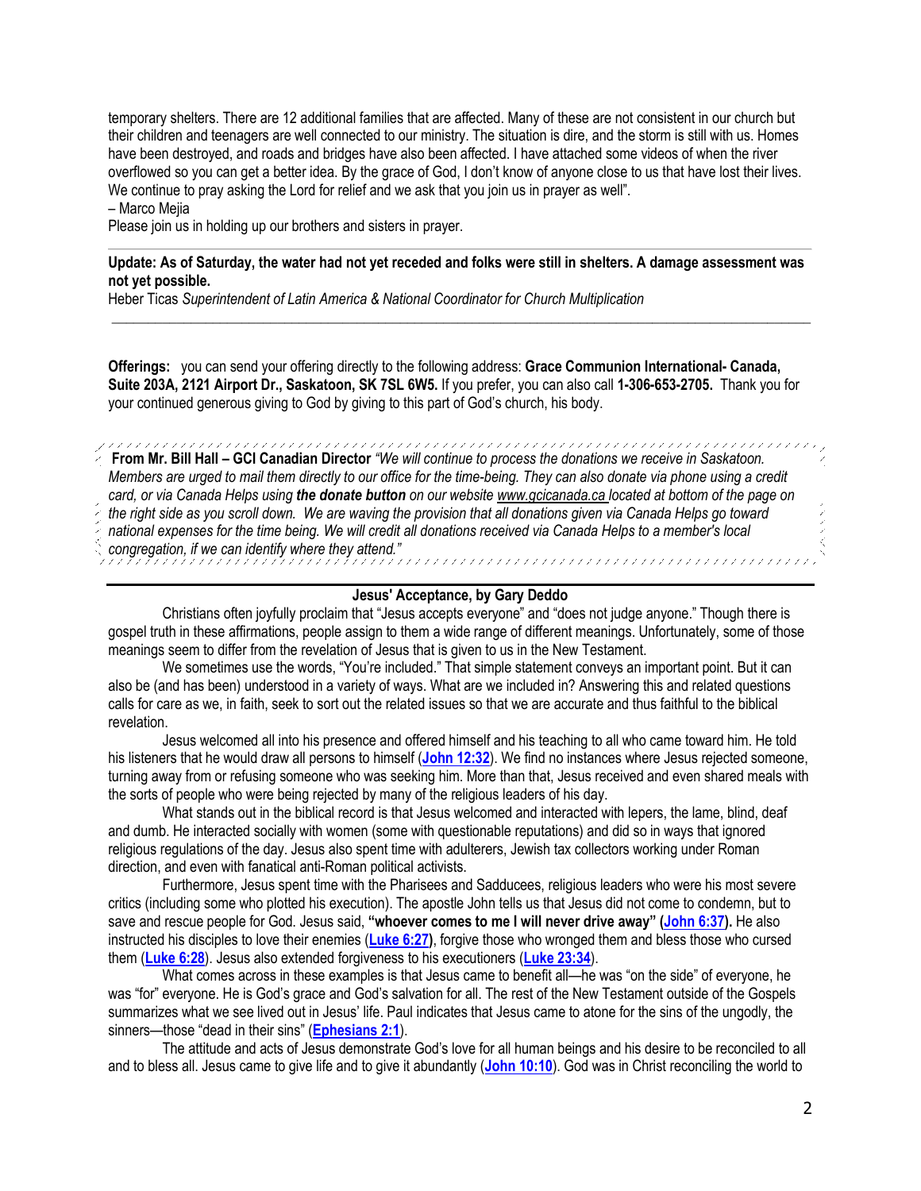temporary shelters. There are 12 additional families that are affected. Many of these are not consistent in our church but their children and teenagers are well connected to our ministry. The situation is dire, and the storm is still with us. Homes have been destroyed, and roads and bridges have also been affected. I have attached some videos of when the river overflowed so you can get a better idea. By the grace of God, I don't know of anyone close to us that have lost their lives. We continue to pray asking the Lord for relief and we ask that you join us in prayer as well".

– Marco Mejia

Please join us in holding up our brothers and sisters in prayer.

---

**Update: As of Saturday, the water had not yet receded and folks were still in shelters. A damage assessment was not yet possible.**

Heber Ticas *Superintendent of Latin America & National Coordinator for Church Multiplication*

---

**Offerings:** you can send your offering directly to the following address: **Grace Communion International- Canada, Suite 203A, 2121 Airport Dr., Saskatoon, SK 7SL 6W5.** If you prefer, you can also call **1-306-653-2705.** Thank you for your continued generous giving to God by giving to this part of God's church, his body.

**From Mr. Bill Hall – GCI Canadian Director** *"We will continue to process the donations we receive in Saskatoon. Members are urged to mail them directly to our office for the time-being. They can also donate via phone using a credit card, or via Canada Helps using **the donate button** on our website www.gcicanada.ca located at bottom of the page on the right side as you scroll down. We are waving the provision that all donations given via Canada Helps go toward national expenses for the time being. We will credit all donations received via Canada Helps to a member's local congregation, if we can identify where they attend."*

---

## Jesus' Acceptance, by Gary Deddo

Christians often joyfully proclaim that "Jesus accepts everyone" and "does not judge anyone." Though there is gospel truth in these affirmations, people assign to them a wide range of different meanings. Unfortunately, some of those meanings seem to differ from the revelation of Jesus that is given to us in the New Testament.

We sometimes use the words, "You're included." That simple statement conveys an important point. But it can also be (and has been) understood in a variety of ways. What are we included in? Answering this and related questions calls for care as we, in faith, seek to sort out the related issues so that we are accurate and thus faithful to the biblical revelation.

Jesus welcomed all into his presence and offered himself and his teaching to all who came toward him. He told his listeners that he would draw all persons to himself (**John 12:32**). We find no instances where Jesus rejected someone, turning away from or refusing someone who was seeking him. More than that, Jesus received and even shared meals with the sorts of people who were being rejected by many of the religious leaders of his day.

What stands out in the biblical record is that Jesus welcomed and interacted with lepers, the lame, blind, deaf and dumb. He interacted socially with women (some with questionable reputations) and did so in ways that ignored religious regulations of the day. Jesus also spent time with adulterers, Jewish tax collectors working under Roman direction, and even with fanatical anti-Roman political activists.

Furthermore, Jesus spent time with the Pharisees and Sadducees, religious leaders who were his most severe critics (including some who plotted his execution). The apostle John tells us that Jesus did not come to condemn, but to save and rescue people for God. Jesus said, **"whoever comes to me I will never drive away" (John 6:37).** He also instructed his disciples to love their enemies (**Luke 6:27**), forgive those who wronged them and bless those who cursed them (**Luke 6:28**). Jesus also extended forgiveness to his executioners (**Luke 23:34**).

What comes across in these examples is that Jesus came to benefit all—he was "on the side" of everyone, he was "for" everyone. He is God's grace and God's salvation for all. The rest of the New Testament outside of the Gospels summarizes what we see lived out in Jesus' life. Paul indicates that Jesus came to atone for the sins of the ungodly, the sinners—those "dead in their sins" (**Ephesians 2:1**).

The attitude and acts of Jesus demonstrate God's love for all human beings and his desire to be reconciled to all and to bless all. Jesus came to give life and to give it abundantly (**John 10:10**). God was in Christ reconciling the world to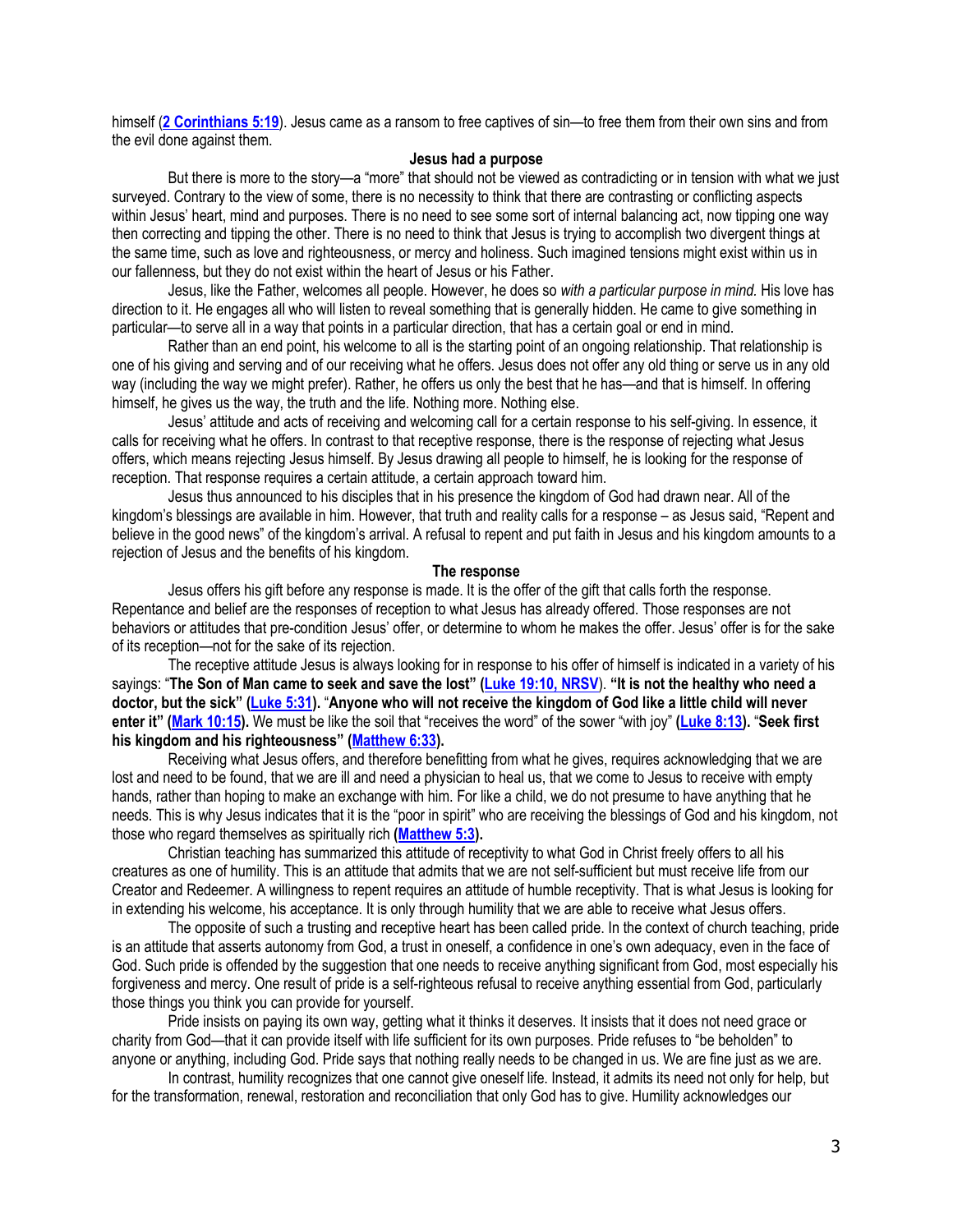himself (**2 Corinthians 5:19**). Jesus came as a ransom to free captives of sin—to free them from their own sins and from the evil done against them.

### Jesus had a purpose

But there is more to the story—a "more" that should not be viewed as contradicting or in tension with what we just surveyed. Contrary to the view of some, there is no necessity to think that there are contrasting or conflicting aspects within Jesus' heart, mind and purposes. There is no need to see some sort of internal balancing act, now tipping one way then correcting and tipping the other. There is no need to think that Jesus is trying to accomplish two divergent things at the same time, such as love and righteousness, or mercy and holiness. Such imagined tensions might exist within us in our fallenness, but they do not exist within the heart of Jesus or his Father.

Jesus, like the Father, welcomes all people. However, he does so *with a particular purpose in mind.* His love has direction to it. He engages all who will listen to reveal something that is generally hidden. He came to give something in particular—to serve all in a way that points in a particular direction, that has a certain goal or end in mind.

Rather than an end point, his welcome to all is the starting point of an ongoing relationship. That relationship is one of his giving and serving and of our receiving what he offers. Jesus does not offer any old thing or serve us in any old way (including the way we might prefer). Rather, he offers us only the best that he has—and that is himself. In offering himself, he gives us the way, the truth and the life. Nothing more. Nothing else.

Jesus' attitude and acts of receiving and welcoming call for a certain response to his self-giving. In essence, it calls for receiving what he offers. In contrast to that receptive response, there is the response of rejecting what Jesus offers, which means rejecting Jesus himself. By Jesus drawing all people to himself, he is looking for the response of reception. That response requires a certain attitude, a certain approach toward him.

Jesus thus announced to his disciples that in his presence the kingdom of God had drawn near. All of the kingdom's blessings are available in him. However, that truth and reality calls for a response – as Jesus said, "Repent and believe in the good news" of the kingdom's arrival. A refusal to repent and put faith in Jesus and his kingdom amounts to a rejection of Jesus and the benefits of his kingdom.

### The response

Jesus offers his gift before any response is made. It is the offer of the gift that calls forth the response. Repentance and belief are the responses of reception to what Jesus has already offered. Those responses are not behaviors or attitudes that pre-condition Jesus' offer, or determine to whom he makes the offer. Jesus' offer is for the sake of its reception—not for the sake of its rejection.

The receptive attitude Jesus is always looking for in response to his offer of himself is indicated in a variety of his sayings: "**The Son of Man came to seek and save the lost" (Luke 19:10, NRSV**). **"It is not the healthy who need a doctor, but the sick" (Luke 5:31).** "**Anyone who will not receive the kingdom of God like a little child will never enter it" (Mark 10:15).** We must be like the soil that "receives the word" of the sower "with joy" **(Luke 8:13).** "**Seek first his kingdom and his righteousness" (Matthew 6:33).**

Receiving what Jesus offers, and therefore benefitting from what he gives, requires acknowledging that we are lost and need to be found, that we are ill and need a physician to heal us, that we come to Jesus to receive with empty hands, rather than hoping to make an exchange with him. For like a child, we do not presume to have anything that he needs. This is why Jesus indicates that it is the "poor in spirit" who are receiving the blessings of God and his kingdom, not those who regard themselves as spiritually rich **(Matthew 5:3).**

Christian teaching has summarized this attitude of receptivity to what God in Christ freely offers to all his creatures as one of humility. This is an attitude that admits that we are not self-sufficient but must receive life from our Creator and Redeemer. A willingness to repent requires an attitude of humble receptivity. That is what Jesus is looking for in extending his welcome, his acceptance. It is only through humility that we are able to receive what Jesus offers.

The opposite of such a trusting and receptive heart has been called pride. In the context of church teaching, pride is an attitude that asserts autonomy from God, a trust in oneself, a confidence in one's own adequacy, even in the face of God. Such pride is offended by the suggestion that one needs to receive anything significant from God, most especially his forgiveness and mercy. One result of pride is a self-righteous refusal to receive anything essential from God, particularly those things you think you can provide for yourself.

Pride insists on paying its own way, getting what it thinks it deserves. It insists that it does not need grace or charity from God—that it can provide itself with life sufficient for its own purposes. Pride refuses to "be beholden" to anyone or anything, including God. Pride says that nothing really needs to be changed in us. We are fine just as we are.

In contrast, humility recognizes that one cannot give oneself life. Instead, it admits its need not only for help, but for the transformation, renewal, restoration and reconciliation that only God has to give. Humility acknowledges our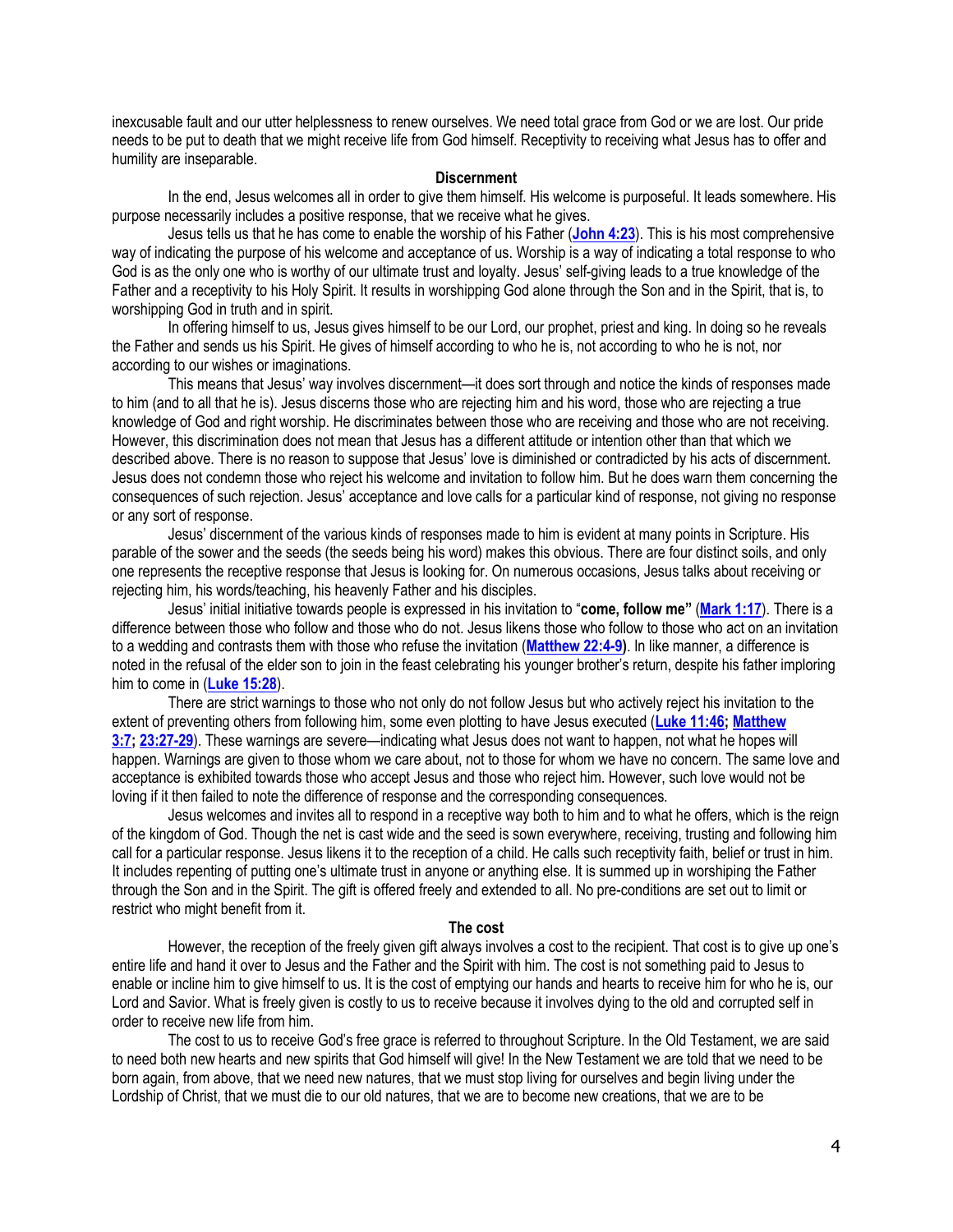inexcusable fault and our utter helplessness to renew ourselves. We need total grace from God or we are lost. Our pride needs to be put to death that we might receive life from God himself. Receptivity to receiving what Jesus has to offer and humility are inseparable.

**Discernment**

In the end, Jesus welcomes all in order to give them himself. His welcome is purposeful. It leads somewhere. His purpose necessarily includes a positive response, that we receive what he gives.

Jesus tells us that he has come to enable the worship of his Father (**John 4:23**). This is his most comprehensive way of indicating the purpose of his welcome and acceptance of us. Worship is a way of indicating a total response to who God is as the only one who is worthy of our ultimate trust and loyalty. Jesus' self-giving leads to a true knowledge of the Father and a receptivity to his Holy Spirit. It results in worshipping God alone through the Son and in the Spirit, that is, to worshipping God in truth and in spirit.

In offering himself to us, Jesus gives himself to be our Lord, our prophet, priest and king. In doing so he reveals the Father and sends us his Spirit. He gives of himself according to who he is, not according to who he is not, nor according to our wishes or imaginations.

This means that Jesus' way involves discernment—it does sort through and notice the kinds of responses made to him (and to all that he is). Jesus discerns those who are rejecting him and his word, those who are rejecting a true knowledge of God and right worship. He discriminates between those who are receiving and those who are not receiving. However, this discrimination does not mean that Jesus has a different attitude or intention other than that which we described above. There is no reason to suppose that Jesus' love is diminished or contradicted by his acts of discernment. Jesus does not condemn those who reject his welcome and invitation to follow him. But he does warn them concerning the consequences of such rejection. Jesus' acceptance and love calls for a particular kind of response, not giving no response or any sort of response.

Jesus' discernment of the various kinds of responses made to him is evident at many points in Scripture. His parable of the sower and the seeds (the seeds being his word) makes this obvious. There are four distinct soils, and only one represents the receptive response that Jesus is looking for. On numerous occasions, Jesus talks about receiving or rejecting him, his words/teaching, his heavenly Father and his disciples.

Jesus' initial initiative towards people is expressed in his invitation to "**come, follow me"** (**Mark 1:17**). There is a difference between those who follow and those who do not. Jesus likens those who follow to those who act on an invitation to a wedding and contrasts them with those who refuse the invitation (**Matthew 22:4-9)**. In like manner, a difference is noted in the refusal of the elder son to join in the feast celebrating his younger brother's return, despite his father imploring him to come in (**Luke 15:28**).

There are strict warnings to those who not only do not follow Jesus but who actively reject his invitation to the extent of preventing others from following him, some even plotting to have Jesus executed (**Luke 11:46; Matthew 3:7**; **23:27-29**). These warnings are severe—indicating what Jesus does not want to happen, not what he hopes will happen. Warnings are given to those whom we care about, not to those for whom we have no concern. The same love and acceptance is exhibited towards those who accept Jesus and those who reject him. However, such love would not be loving if it then failed to note the difference of response and the corresponding consequences.

Jesus welcomes and invites all to respond in a receptive way both to him and to what he offers, which is the reign of the kingdom of God. Though the net is cast wide and the seed is sown everywhere, receiving, trusting and following him call for a particular response. Jesus likens it to the reception of a child. He calls such receptivity faith, belief or trust in him. It includes repenting of putting one's ultimate trust in anyone or anything else. It is summed up in worshiping the Father through the Son and in the Spirit. The gift is offered freely and extended to all. No pre-conditions are set out to limit or restrict who might benefit from it.

**The cost**

However, the reception of the freely given gift always involves a cost to the recipient. That cost is to give up one's entire life and hand it over to Jesus and the Father and the Spirit with him. The cost is not something paid to Jesus to enable or incline him to give himself to us. It is the cost of emptying our hands and hearts to receive him for who he is, our Lord and Savior. What is freely given is costly to us to receive because it involves dying to the old and corrupted self in order to receive new life from him.

The cost to us to receive God's free grace is referred to throughout Scripture. In the Old Testament, we are said to need both new hearts and new spirits that God himself will give! In the New Testament we are told that we need to be born again, from above, that we need new natures, that we must stop living for ourselves and begin living under the Lordship of Christ, that we must die to our old natures, that we are to become new creations, that we are to be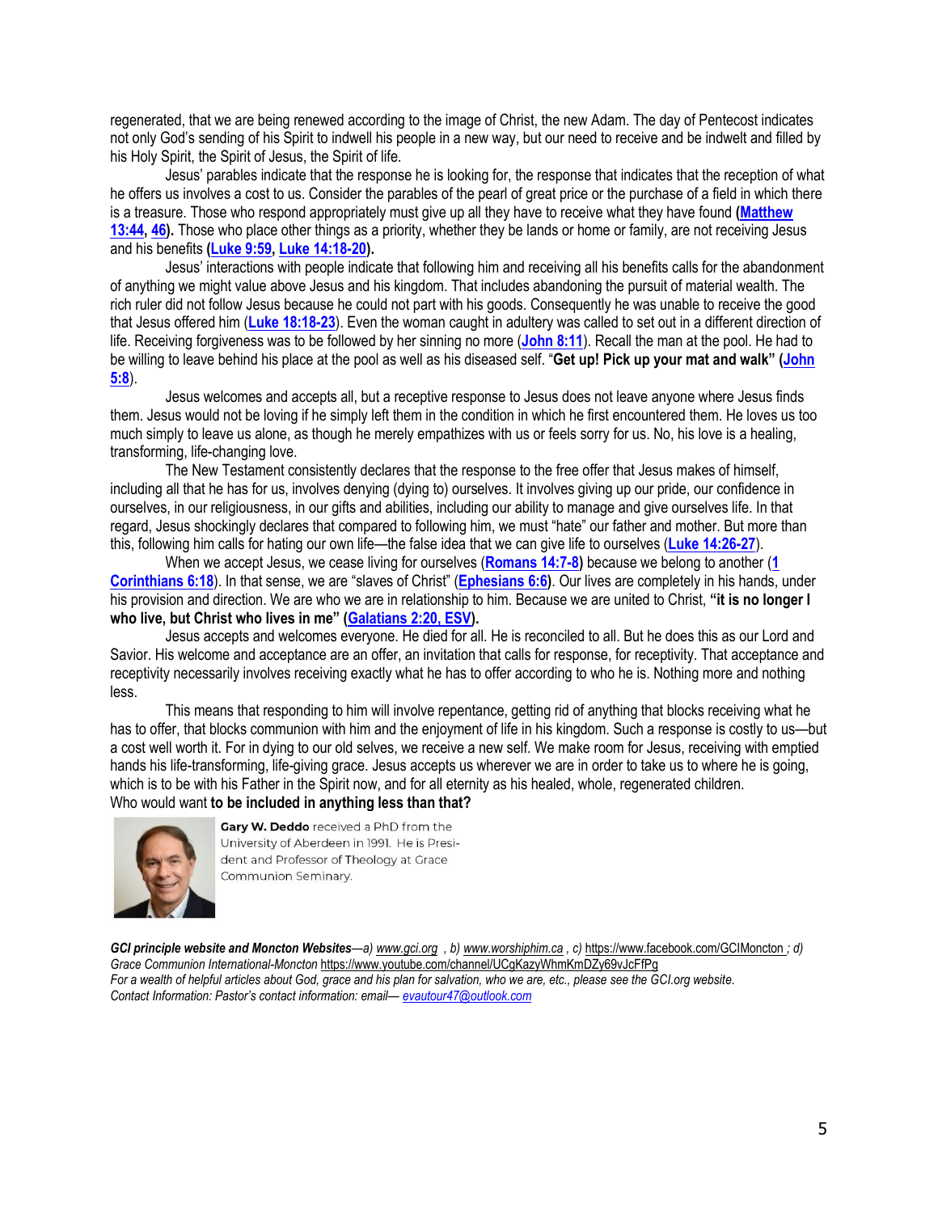regenerated, that we are being renewed according to the image of Christ, the new Adam. The day of Pentecost indicates not only God's sending of his Spirit to indwell his people in a new way, but our need to receive and be indwelt and filled by his Holy Spirit, the Spirit of Jesus, the Spirit of life.

Jesus' parables indicate that the response he is looking for, the response that indicates that the reception of what he offers us involves a cost to us. Consider the parables of the pearl of great price or the purchase of a field in which there is a treasure. Those who respond appropriately must give up all they have to receive what they have found **(Matthew 13:44, 46).** Those who place other things as a priority, whether they be lands or home or family, are not receiving Jesus and his benefits **(Luke 9:59, Luke 14:18-20).**

Jesus' interactions with people indicate that following him and receiving all his benefits calls for the abandonment of anything we might value above Jesus and his kingdom. That includes abandoning the pursuit of material wealth. The rich ruler did not follow Jesus because he could not part with his goods. Consequently he was unable to receive the good that Jesus offered him (**Luke 18:18-23**). Even the woman caught in adultery was called to set out in a different direction of life. Receiving forgiveness was to be followed by her sinning no more (**John 8:11**). Recall the man at the pool. He had to be willing to leave behind his place at the pool as well as his diseased self. "**Get up! Pick up your mat and walk" (John 5:8**).

Jesus welcomes and accepts all, but a receptive response to Jesus does not leave anyone where Jesus finds them. Jesus would not be loving if he simply left them in the condition in which he first encountered them. He loves us too much simply to leave us alone, as though he merely empathizes with us or feels sorry for us. No, his love is a healing, transforming, life-changing love.

The New Testament consistently declares that the response to the free offer that Jesus makes of himself, including all that he has for us, involves denying (dying to) ourselves. It involves giving up our pride, our confidence in ourselves, in our religiousness, in our gifts and abilities, including our ability to manage and give ourselves life. In that regard, Jesus shockingly declares that compared to following him, we must "hate" our father and mother. But more than this, following him calls for hating our own life—the false idea that we can give life to ourselves (**Luke 14:26-27**).

When we accept Jesus, we cease living for ourselves (**Romans 14:7-8)** because we belong to another (**1 Corinthians 6:18**). In that sense, we are "slaves of Christ" (**Ephesians 6:6**). Our lives are completely in his hands, under his provision and direction. We are who we are in relationship to him. Because we are united to Christ, **"it is no longer I who live, but Christ who lives in me" (Galatians 2:20, ESV).**

Jesus accepts and welcomes everyone. He died for all. He is reconciled to all. But he does this as our Lord and Savior. His welcome and acceptance are an offer, an invitation that calls for response, for receptivity. That acceptance and receptivity necessarily involves receiving exactly what he has to offer according to who he is. Nothing more and nothing less.

This means that responding to him will involve repentance, getting rid of anything that blocks receiving what he has to offer, that blocks communion with him and the enjoyment of life in his kingdom. Such a response is costly to us—but a cost well worth it. For in dying to our old selves, we receive a new self. We make room for Jesus, receiving with emptied hands his life-transforming, life-giving grace. Jesus accepts us wherever we are in order to take us to where he is going, which is to be with his Father in the Spirit now, and for all eternity as his healed, whole, regenerated children.

Who would want **to be included in anything less than that?**

**Gary W. Deddo** received a PhD from the University of Aberdeen in 1991. He is President and Professor of Theology at Grace Communion Seminary.

***GCI principle website and Moncton Websites****—a) www.gci.org , b) www.worshiphim.ca , c)* https://www.facebook.com/GCIMoncton *; d) Grace Communion International-Moncton* https://www.youtube.com/channel/UCgKazyWhmKmDZy69vJcFfPg

*For a wealth of helpful articles about God, grace and his plan for salvation, who we are, etc., please see the GCI.org website.*

*Contact Information: Pastor's contact information: email— evautour47@outlook.com*